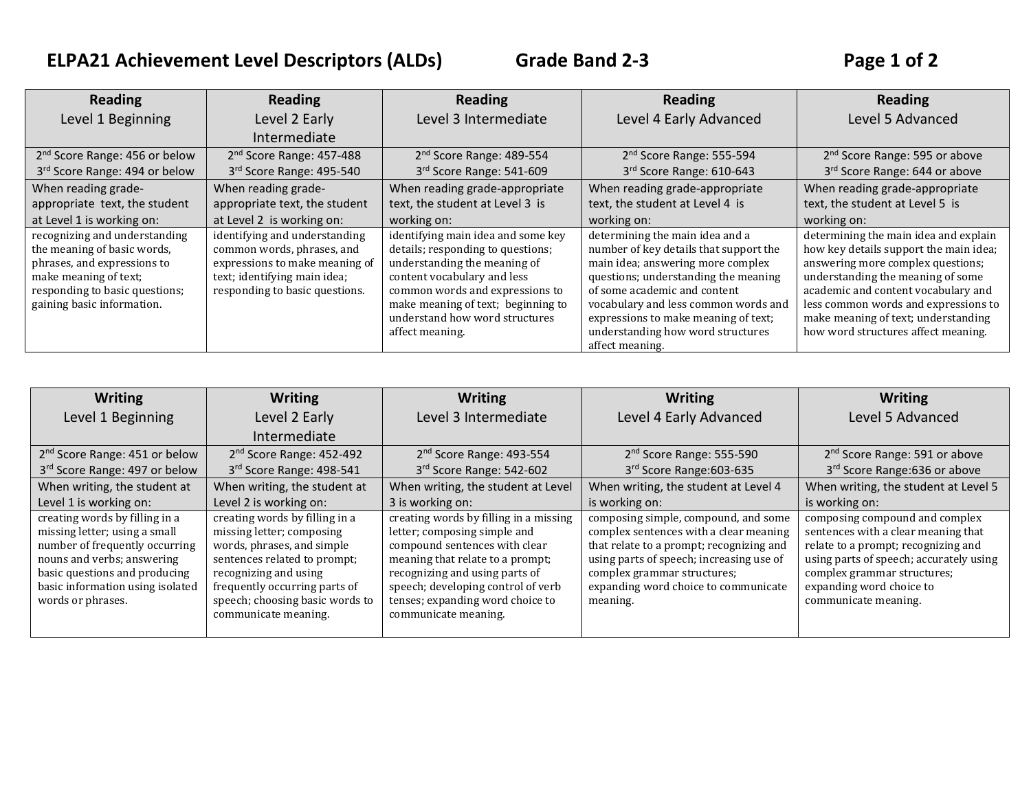# ELPA21 Achievement Level Descriptors (ALDs) Grade Band 2-3

| **Reading** Level 1 Beginning | **Reading** Level 2 Early Intermediate | **Reading** Level 3 Intermediate | **Reading** Level 4 Early Advanced | **Reading** Level 5 Advanced |
|---|---|---|---|---|
| 2nd Score Range: 456 or below<br>3rd Score Range: 494 or below | 2nd Score Range: 457-488<br>3rd Score Range: 495-540 | 2nd Score Range: 489-554<br>3rd Score Range: 541-609 | 2nd Score Range: 555-594<br>3rd Score Range: 610-643 | 2nd Score Range: 595 or above<br>3rd Score Range: 644 or above |
| When reading grade-appropriate text, the student at Level 1 is working on: | When reading grade-appropriate text, the student at Level 2 is working on: | When reading grade-appropriate text, the student at Level 3 is working on: | When reading grade-appropriate text, the student at Level 4 is working on: | When reading grade-appropriate text, the student at Level 5 is working on: |
| recognizing and understanding the meaning of basic words, phrases, and expressions to make meaning of text; responding to basic questions; gaining basic information. | identifying and understanding common words, phrases, and expressions to make meaning of text; identifying main idea; responding to basic questions. | identifying main idea and some key details; responding to questions; understanding the meaning of content vocabulary and less common words and expressions to make meaning of text; beginning to understand how word structures affect meaning. | determining the main idea and a number of key details that support the main idea; answering more complex questions; understanding the meaning of some academic and content vocabulary and less common words and expressions to make meaning of text; understanding how word structures affect meaning. | determining the main idea and explain how key details support the main idea; answering more complex questions; understanding the meaning of some academic and content vocabulary and less common words and expressions to make meaning of text; understanding how word structures affect meaning. |

| **Writing** Level 1 Beginning | **Writing** Level 2 Early Intermediate | **Writing** Level 3 Intermediate | **Writing** Level 4 Early Advanced | **Writing** Level 5 Advanced |
|---|---|---|---|---|
| 2nd Score Range: 451 or below<br>3rd Score Range: 497 or below | 2nd Score Range: 452-492<br>3rd Score Range: 498-541 | 2nd Score Range: 493-554<br>3rd Score Range: 542-602 | 2nd Score Range: 555-590<br>3rd Score Range:603-635 | 2nd Score Range: 591 or above<br>3rd Score Range:636 or above |
| When writing, the student at Level 1 is working on: | When writing, the student at Level 2 is working on: | When writing, the student at Level 3 is working on: | When writing, the student at Level 4 is working on: | When writing, the student at Level 5 is working on: |
| creating words by filling in a missing letter; using a small number of frequently occurring nouns and verbs; answering basic questions and producing basic information using isolated words or phrases. | creating words by filling in a missing letter; composing words, phrases, and simple sentences related to prompt; recognizing and using frequently occurring parts of speech; choosing basic words to communicate meaning. | creating words by filling in a missing letter; composing simple and compound sentences with clear meaning that relate to a prompt; recognizing and using parts of speech; developing control of verb tenses; expanding word choice to communicate meaning. | composing simple, compound, and some complex sentences with a clear meaning that relate to a prompt; recognizing and using parts of speech; increasing use of complex grammar structures; expanding word choice to communicate meaning. | composing compound and complex sentences with a clear meaning that relate to a prompt; recognizing and using parts of speech; accurately using complex grammar structures; expanding word choice to communicate meaning. |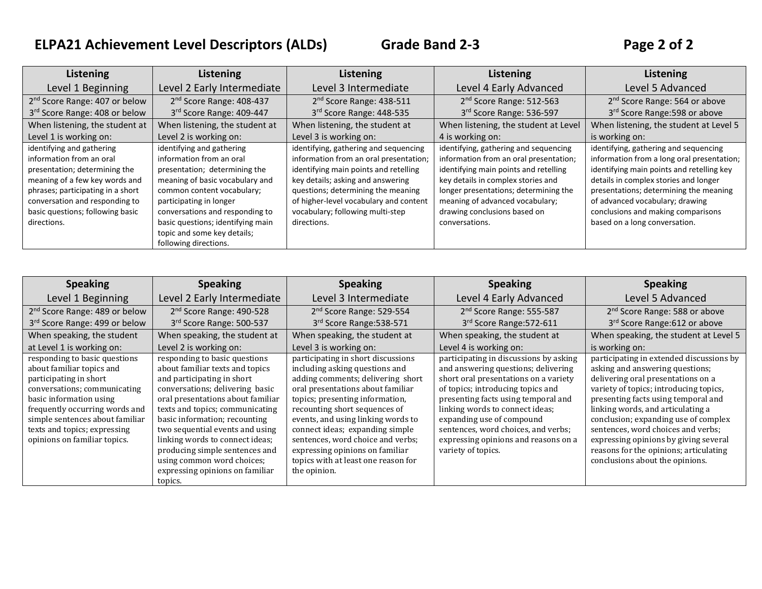# ELPA21 Achievement Level Descriptors (ALDs) Grade Band 2-3

| Listening Level 1 Beginning | Listening Level 2 Early Intermediate | Listening Level 3 Intermediate | Listening Level 4 Early Advanced | Listening Level 5 Advanced |
|---|---|---|---|---|
| 2nd Score Range: 407 or below<br>3rd Score Range: 408 or below | 2nd Score Range: 408-437<br>3rd Score Range: 409-447 | 2nd Score Range: 438-511<br>3rd Score Range: 448-535 | 2nd Score Range: 512-563<br>3rd Score Range: 536-597 | 2nd Score Range: 564 or above<br>3rd Score Range:598 or above |
| When listening, the student at Level 1 is working on: | When listening, the student at Level 2 is working on: | When listening, the student at Level 3 is working on: | When listening, the student at Level 4 is working on: | When listening, the student at Level 5 is working on: |
| identifying and gathering information from an oral presentation; determining the meaning of a few key words and phrases; participating in a short conversation and responding to basic questions; following basic directions. | identifying and gathering information from an oral presentation; determining the meaning of basic vocabulary and common content vocabulary; participating in longer conversations and responding to basic questions; identifying main topic and some key details; following directions. | identifying, gathering and sequencing information from an oral presentation; identifying main points and retelling key details; asking and answering questions; determining the meaning of higher-level vocabulary and content vocabulary; following multi-step directions. | identifying, gathering and sequencing information from an oral presentation; identifying main points and retelling key details in complex stories and longer presentations; determining the meaning of advanced vocabulary; drawing conclusions based on conversations. | identifying, gathering and sequencing information from a long oral presentation; identifying main points and retelling key details in complex stories and longer presentations; determining the meaning of advanced vocabulary; drawing conclusions and making comparisons based on a long conversation. |

| Speaking Level 1 Beginning | Speaking Level 2 Early Intermediate | Speaking Level 3 Intermediate | Speaking Level 4 Early Advanced | Speaking Level 5 Advanced |
|---|---|---|---|---|
| 2nd Score Range: 489 or below<br>3rd Score Range: 499 or below | 2nd Score Range: 490-528<br>3rd Score Range: 500-537 | 2nd Score Range: 529-554<br>3rd Score Range:538-571 | 2nd Score Range: 555-587<br>3rd Score Range:572-611 | 2nd Score Range: 588 or above<br>3rd Score Range:612 or above |
| When speaking, the student at Level 1 is working on: | When speaking, the student at Level 2 is working on: | When speaking, the student at Level 3 is working on: | When speaking, the student at Level 4 is working on: | When speaking, the student at Level 5 is working on: |
| responding to basic questions about familiar topics and participating in short conversations; communicating basic information using frequently occurring words and simple sentences about familiar texts and topics; expressing opinions on familiar topics. | responding to basic questions about familiar texts and topics and participating in short conversations; delivering basic oral presentations about familiar texts and topics; communicating basic information; recounting two sequential events and using linking words to connect ideas; producing simple sentences and using common word choices; expressing opinions on familiar topics. | participating in short discussions including asking questions and adding comments; delivering short oral presentations about familiar topics; presenting information, recounting short sequences of events, and using linking words to connect ideas; expanding simple sentences, word choice and verbs; expressing opinions on familiar topics with at least one reason for the opinion. | participating in discussions by asking and answering questions; delivering short oral presentations on a variety of topics; introducing topics and presenting facts using temporal and linking words to connect ideas; expanding use of compound sentences, word choices, and verbs; expressing opinions and reasons on a variety of topics. | participating in extended discussions by asking and answering questions; delivering oral presentations on a variety of topics; introducing topics, presenting facts using temporal and linking words, and articulating a conclusion; expanding use of complex sentences, word choices and verbs; expressing opinions by giving several reasons for the opinions; articulating conclusions about the opinions. |